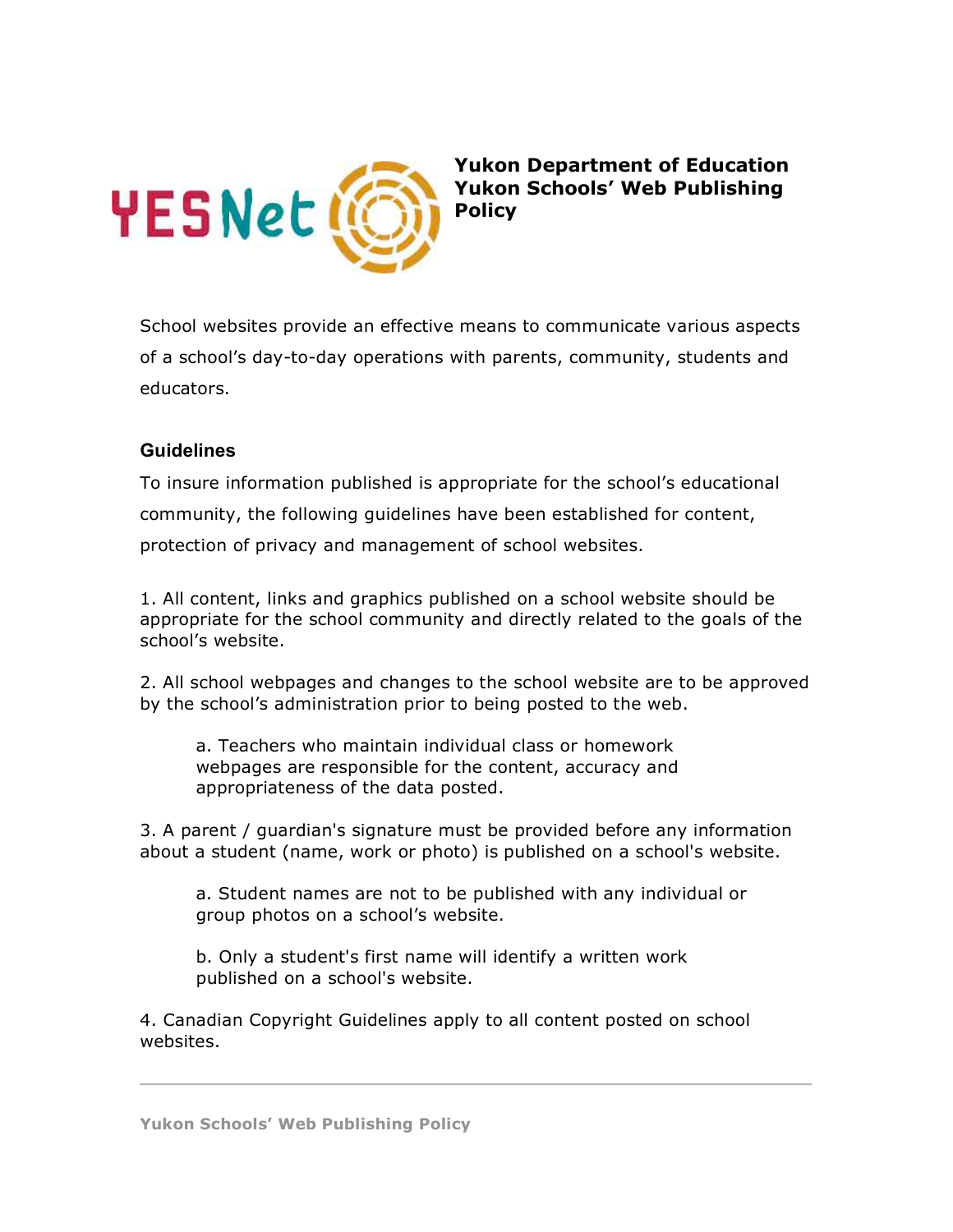# Yukon Department of Education Yukon Schools' Web Publishing Policy

School websites provide an effective means to communicate various aspects of a school's day-to-day operations with parents, community, students and educators.

## Guidelines

To insure information published is appropriate for the school's educational community, the following guidelines have been established for content, protection of privacy and management of school websites.

1. All content, links and graphics published on a school website should be appropriate for the school community and directly related to the goals of the school's website.

2. All school webpages and changes to the school website are to be approved by the school's administration prior to being posted to the web.

    a. Teachers who maintain individual class or homework webpages are responsible for the content, accuracy and appropriateness of the data posted.

3. A parent / guardian's signature must be provided before any information about a student (name, work or photo) is published on a school's website.

    a. Student names are not to be published with any individual or group photos on a school's website.

    b. Only a student's first name will identify a written work published on a school's website.

4. Canadian Copyright Guidelines apply to all content posted on school websites.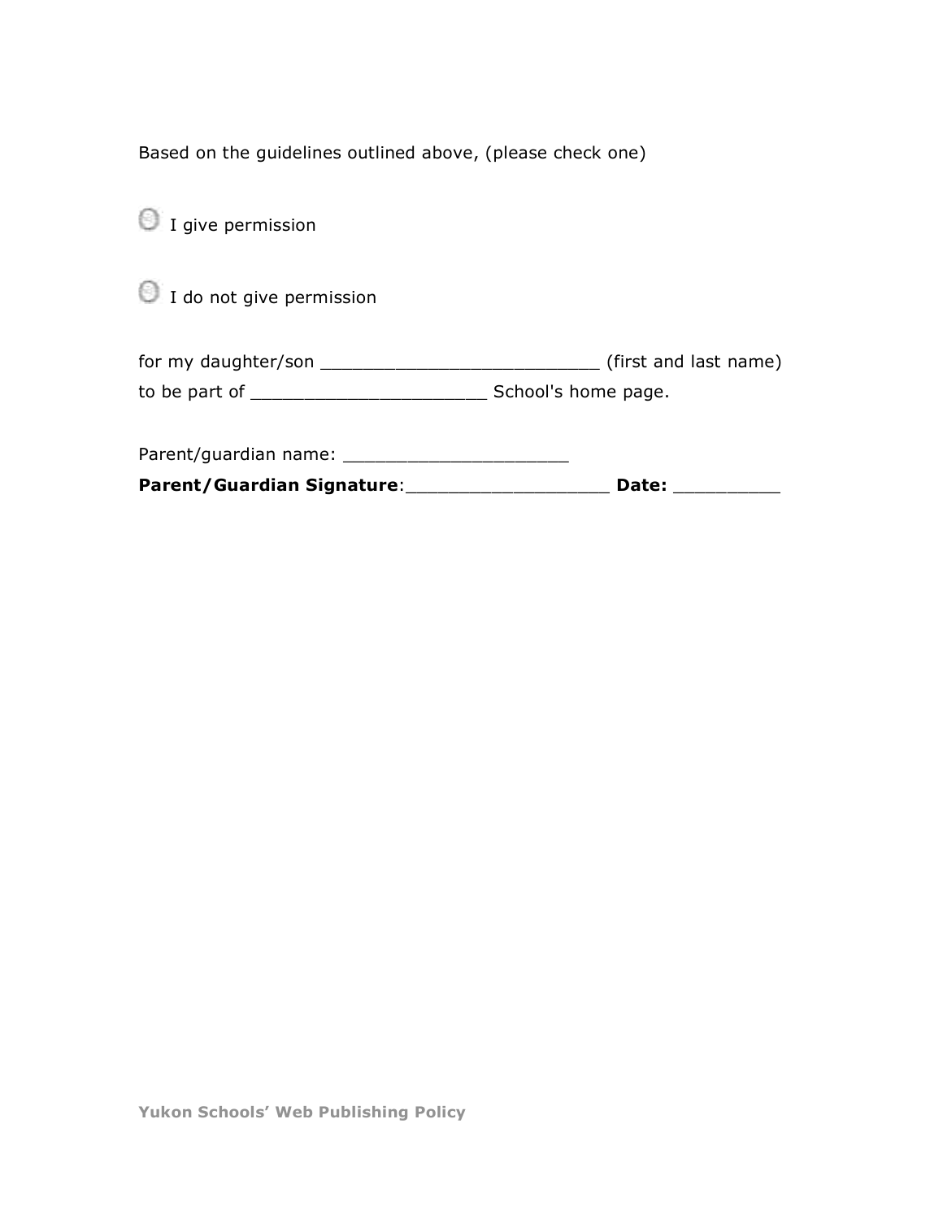Based on the guidelines outlined above, (please check one)

○ I give permission

○ I do not give permission

for my daughter/son ___________________________ (first and last name)
to be part of _______________________ School's home page.

Parent/guardian name: ______________________
**Parent/Guardian Signature**:___________________ **Date:** __________